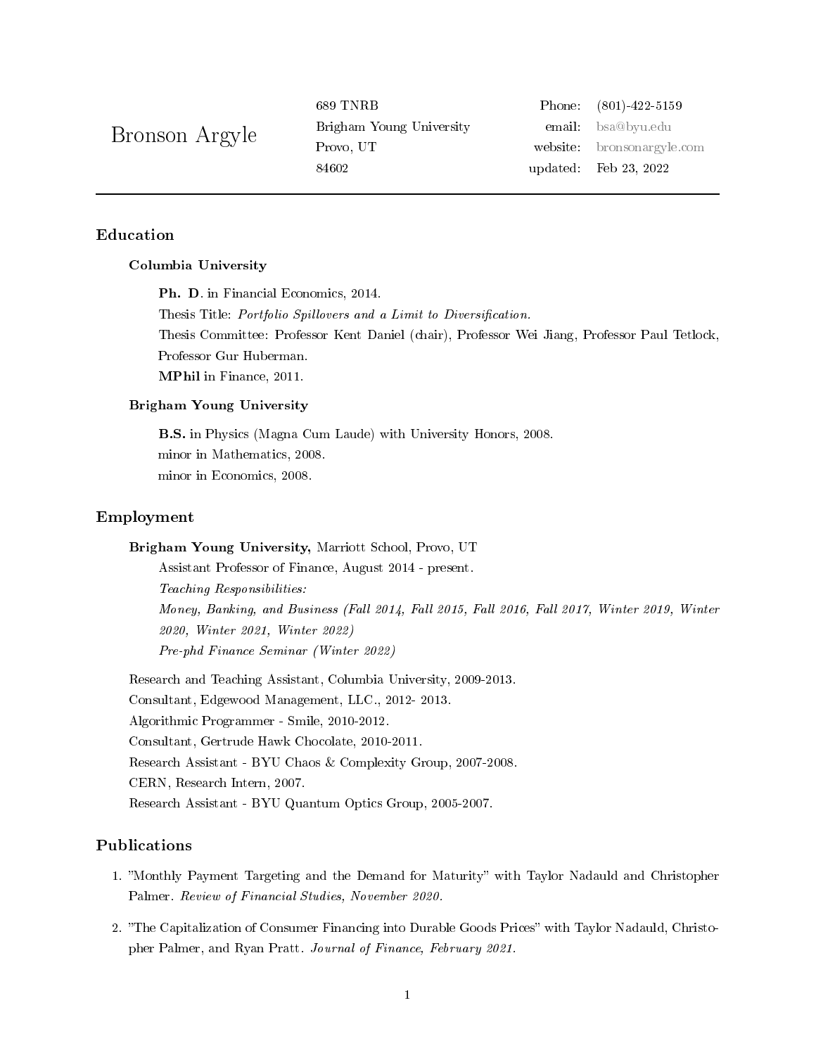# Bronson Argyle

689 TNRB
Brigham Young University
Provo, UT
84602

Phone: (801)-422-5159
email: bsa@byu.edu
website: bronsonargyle.com
updated: Feb 23, 2022

## Education

### Columbia University

**Ph. D.** in Financial Economics, 2014.
Thesis Title: *Portfolio Spillovers and a Limit to Diversification.*
Thesis Committee: Professor Kent Daniel (chair), Professor Wei Jiang, Professor Paul Tetlock, Professor Gur Huberman.
**MPhil** in Finance, 2011.

### Brigham Young University

**B.S.** in Physics (Magna Cum Laude) with University Honors, 2008.
minor in Mathematics, 2008.
minor in Economics, 2008.

## Employment

**Brigham Young University,** Marriott School, Provo, UT
Assistant Professor of Finance, August 2014 - present.
*Teaching Responsibilities:*
*Money, Banking, and Business (Fall 2014, Fall 2015, Fall 2016, Fall 2017, Winter 2019, Winter 2020, Winter 2021, Winter 2022)*
*Pre-phd Finance Seminar (Winter 2022)*

Research and Teaching Assistant, Columbia University, 2009-2013.
Consultant, Edgewood Management, LLC., 2012- 2013.
Algorithmic Programmer - Smile, 2010-2012.
Consultant, Gertrude Hawk Chocolate, 2010-2011.
Research Assistant - BYU Chaos & Complexity Group, 2007-2008.
CERN, Research Intern, 2007.
Research Assistant - BYU Quantum Optics Group, 2005-2007.

## Publications

1. "Monthly Payment Targeting and the Demand for Maturity" with Taylor Nadauld and Christopher Palmer. *Review of Financial Studies, November 2020.*

2. "The Capitalization of Consumer Financing into Durable Goods Prices" with Taylor Nadauld, Christopher Palmer, and Ryan Pratt. *Journal of Finance, February 2021.*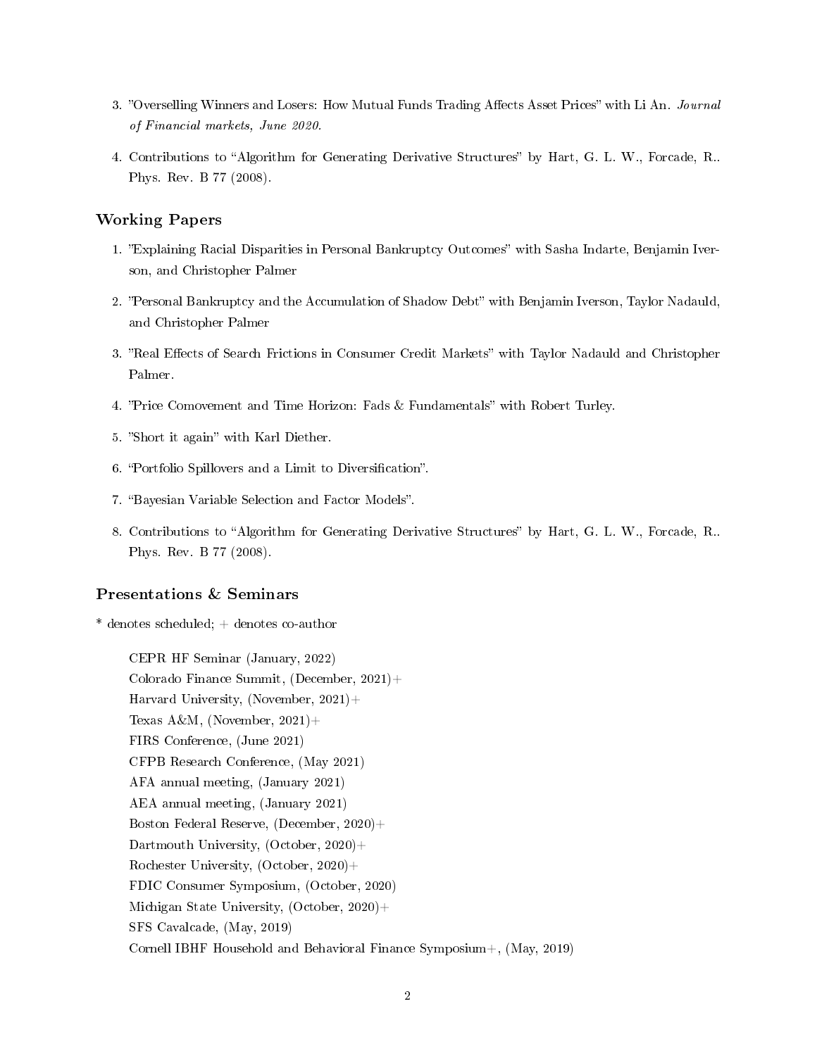3. "Overselling Winners and Losers: How Mutual Funds Trading Affects Asset Prices" with Li An. *Journal of Financial markets, June 2020.*

4. Contributions to "Algorithm for Generating Derivative Structures" by Hart, G. L. W., Forcade, R.. Phys. Rev. B 77 (2008).

## Working Papers

1. "Explaining Racial Disparities in Personal Bankruptcy Outcomes" with Sasha Indarte, Benjamin Iverson, and Christopher Palmer

2. "Personal Bankruptcy and the Accumulation of Shadow Debt" with Benjamin Iverson, Taylor Nadauld, and Christopher Palmer

3. "Real Effects of Search Frictions in Consumer Credit Markets" with Taylor Nadauld and Christopher Palmer.

4. "Price Comovement and Time Horizon: Fads & Fundamentals" with Robert Turley.

5. "Short it again" with Karl Diether.

6. "Portfolio Spillovers and a Limit to Diversification".

7. "Bayesian Variable Selection and Factor Models".

8. Contributions to "Algorithm for Generating Derivative Structures" by Hart, G. L. W., Forcade, R.. Phys. Rev. B 77 (2008).

## Presentations & Seminars

* denotes scheduled; + denotes co-author

CEPR HF Seminar (January, 2022)
Colorado Finance Summit, (December, 2021)+
Harvard University, (November, 2021)+
Texas A&M, (November, 2021)+
FIRS Conference, (June 2021)
CFPB Research Conference, (May 2021)
AFA annual meeting, (January 2021)
AEA annual meeting, (January 2021)
Boston Federal Reserve, (December, 2020)+
Dartmouth University, (October, 2020)+
Rochester University, (October, 2020)+
FDIC Consumer Symposium, (October, 2020)
Michigan State University, (October, 2020)+
SFS Cavalcade, (May, 2019)
Cornell IBHF Household and Behavioral Finance Symposium+, (May, 2019)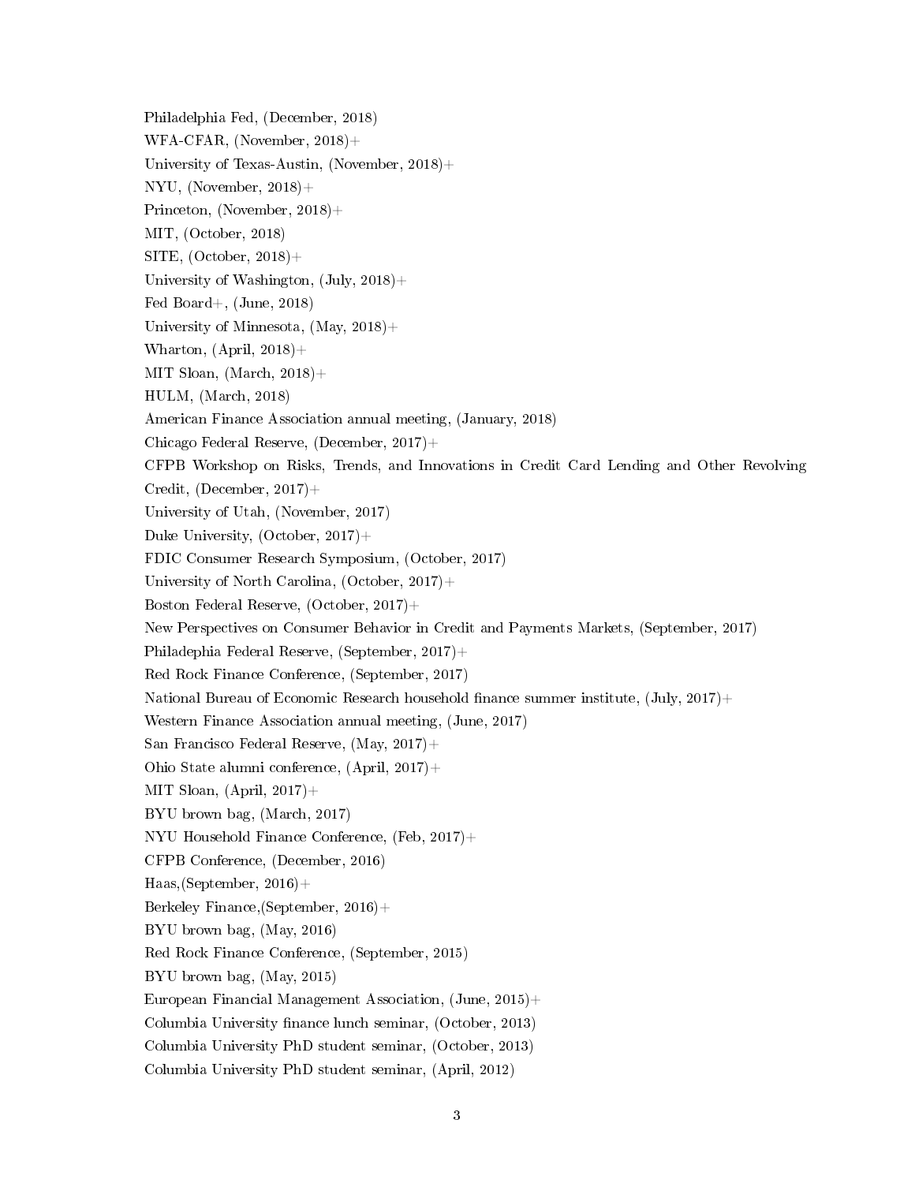Philadelphia Fed, (December, 2018)

WFA-CFAR, (November, 2018)+

University of Texas-Austin, (November, 2018)+

NYU, (November, 2018)+

Princeton, (November, 2018)+

MIT, (October, 2018)

SITE, (October, 2018)+

University of Washington, (July, 2018)+

Fed Board+, (June, 2018)

University of Minnesota, (May, 2018)+

Wharton, (April, 2018)+

MIT Sloan, (March, 2018)+

HULM, (March, 2018)

American Finance Association annual meeting, (January, 2018)

Chicago Federal Reserve, (December, 2017)+

CFPB Workshop on Risks, Trends, and Innovations in Credit Card Lending and Other Revolving Credit, (December, 2017)+

University of Utah, (November, 2017)

Duke University, (October, 2017)+

FDIC Consumer Research Symposium, (October, 2017)

University of North Carolina, (October, 2017)+

Boston Federal Reserve, (October, 2017)+

New Perspectives on Consumer Behavior in Credit and Payments Markets, (September, 2017)

Philadelphia Federal Reserve, (September, 2017)+

Red Rock Finance Conference, (September, 2017)

National Bureau of Economic Research household finance summer institute, (July, 2017)+

Western Finance Association annual meeting, (June, 2017)

San Francisco Federal Reserve, (May, 2017)+

Ohio State alumni conference, (April, 2017)+

MIT Sloan, (April, 2017)+

BYU brown bag, (March, 2017)

NYU Household Finance Conference, (Feb, 2017)+

CFPB Conference, (December, 2016)

Haas,(September, 2016)+

Berkeley Finance,(September, 2016)+

BYU brown bag, (May, 2016)

Red Rock Finance Conference, (September, 2015)

BYU brown bag, (May, 2015)

European Financial Management Association, (June, 2015)+

Columbia University finance lunch seminar, (October, 2013)

Columbia University PhD student seminar, (October, 2013)

Columbia University PhD student seminar, (April, 2012)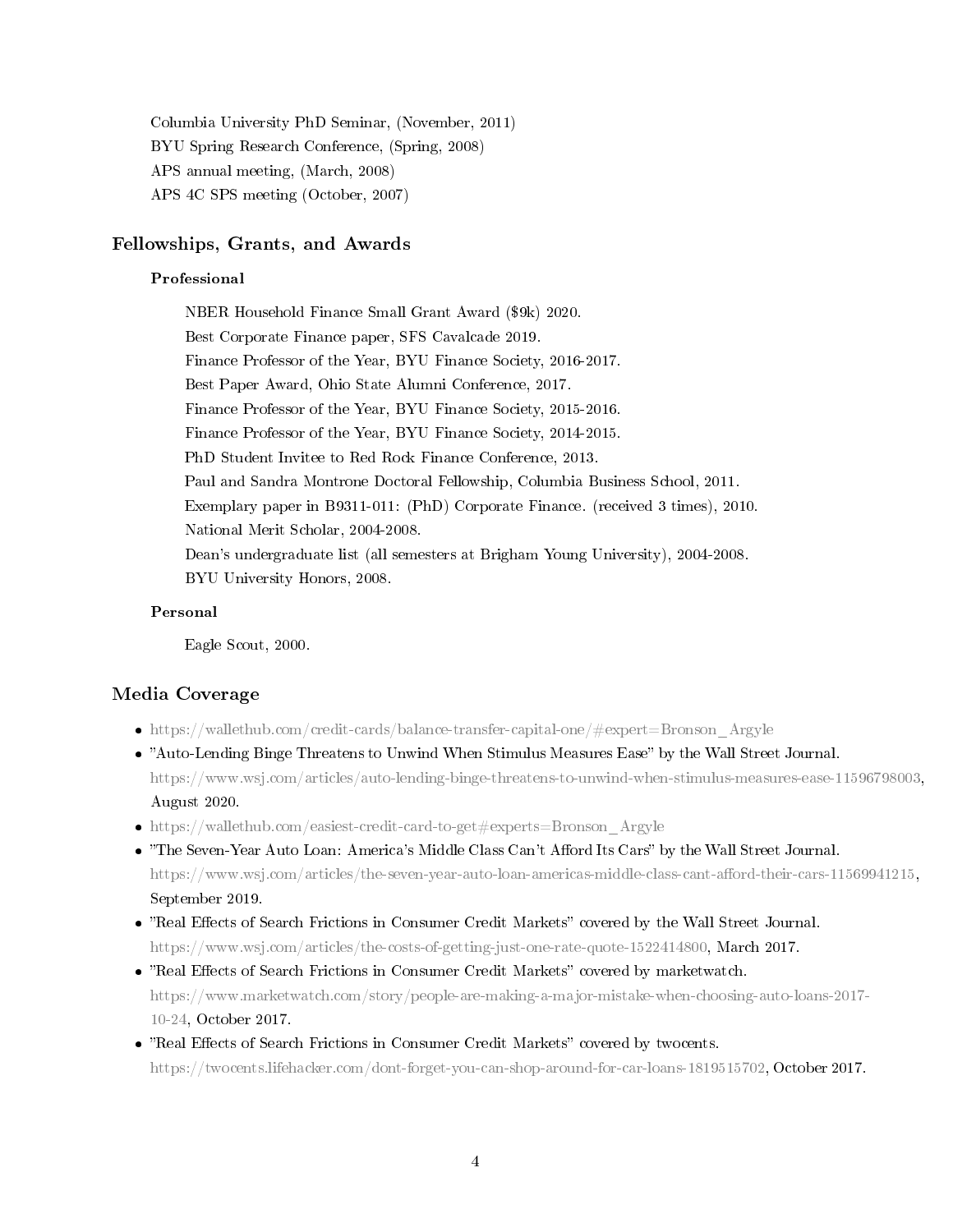Columbia University PhD Seminar, (November, 2011)
BYU Spring Research Conference, (Spring, 2008)
APS annual meeting, (March, 2008)
APS 4C SPS meeting (October, 2007)

## Fellowships, Grants, and Awards

### Professional

NBER Household Finance Small Grant Award ($9k) 2020.
Best Corporate Finance paper, SFS Cavalcade 2019.
Finance Professor of the Year, BYU Finance Society, 2016-2017.
Best Paper Award, Ohio State Alumni Conference, 2017.
Finance Professor of the Year, BYU Finance Society, 2015-2016.
Finance Professor of the Year, BYU Finance Society, 2014-2015.
PhD Student Invitee to Red Rock Finance Conference, 2013.
Paul and Sandra Montrone Doctoral Fellowship, Columbia Business School, 2011.
Exemplary paper in B9311-011: (PhD) Corporate Finance. (received 3 times), 2010.
National Merit Scholar, 2004-2008.
Dean's undergraduate list (all semesters at Brigham Young University), 2004-2008.
BYU University Honors, 2008.

### Personal

Eagle Scout, 2000.

## Media Coverage

- https://wallethub.com/credit-cards/balance-transfer-capital-one/#expert=Bronson_Argyle
- "Auto-Lending Binge Threatens to Unwind When Stimulus Measures Ease" by the Wall Street Journal. https://www.wsj.com/articles/auto-lending-binge-threatens-to-unwind-when-stimulus-measures-ease-11596798003, August 2020.
- https://wallethub.com/easiest-credit-card-to-get#experts=Bronson_Argyle
- "The Seven-Year Auto Loan: America's Middle Class Can't Afford Its Cars" by the Wall Street Journal. https://www.wsj.com/articles/the-seven-year-auto-loan-americas-middle-class-cant-afford-their-cars-11569941215, September 2019.
- "Real Effects of Search Frictions in Consumer Credit Markets" covered by the Wall Street Journal. https://www.wsj.com/articles/the-costs-of-getting-just-one-rate-quote-1522414800, March 2017.
- "Real Effects of Search Frictions in Consumer Credit Markets" covered by marketwatch. https://www.marketwatch.com/story/people-are-making-a-major-mistake-when-choosing-auto-loans-2017-10-24, October 2017.
- "Real Effects of Search Frictions in Consumer Credit Markets" covered by twocents. https://twocents.lifehacker.com/dont-forget-you-can-shop-around-for-car-loans-1819515702, October 2017.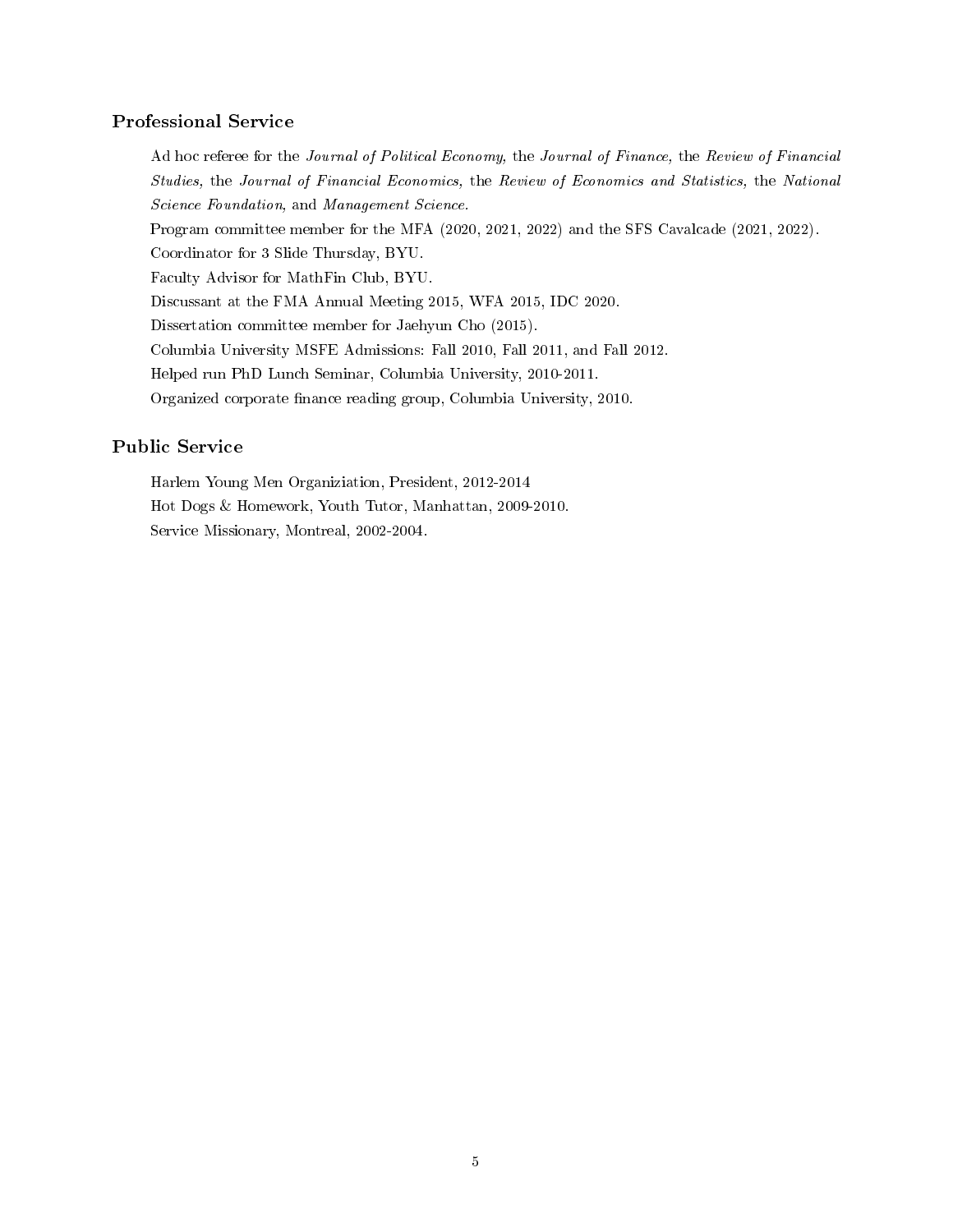## Professional Service

Ad hoc referee for the *Journal of Political Economy*, the *Journal of Finance*, the *Review of Financial Studies*, the *Journal of Financial Economics*, the *Review of Economics and Statistics*, the *National Science Foundation*, and *Management Science*.

Program committee member for the MFA (2020, 2021, 2022) and the SFS Cavalcade (2021, 2022).

Coordinator for 3 Slide Thursday, BYU.

Faculty Advisor for MathFin Club, BYU.

Discussant at the FMA Annual Meeting 2015, WFA 2015, IDC 2020.

Dissertation committee member for Jaehyun Cho (2015).

Columbia University MSFE Admissions: Fall 2010, Fall 2011, and Fall 2012.

Helped run PhD Lunch Seminar, Columbia University, 2010-2011.

Organized corporate finance reading group, Columbia University, 2010.

## Public Service

Harlem Young Men Organiziation, President, 2012-2014

Hot Dogs & Homework, Youth Tutor, Manhattan, 2009-2010.

Service Missionary, Montreal, 2002-2004.